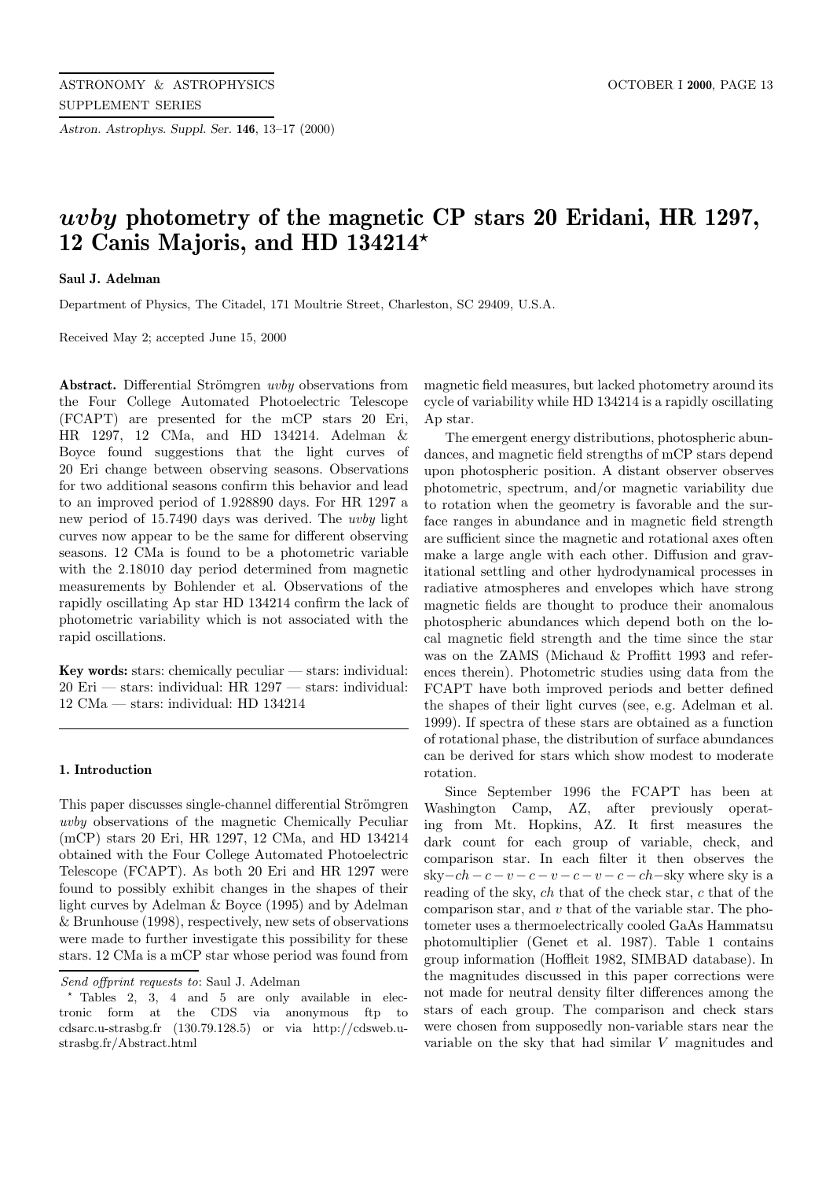# *uvby* photometry of the magnetic CP stars 20 Eridani, HR 1297, 12 Canis Majoris, and HD 134214*

**Saul J. Adelman**

Department of Physics, The Citadel, 171 Moultrie Street, Charleston, SC 29409, U.S.A.

Received May 2; accepted June 15, 2000

**Abstract.** Differential Strömgren *uvby* observations from the Four College Automated Photoelectric Telescope (FCAPT) are presented for the mCP stars 20 Eri, HR 1297, 12 CMa, and HD 134214. Adelman & Boyce found suggestions that the light curves of 20 Eri change between observing seasons. Observations for two additional seasons confirm this behavior and lead to an improved period of 1.928890 days. For HR 1297 a new period of 15.7490 days was derived. The *uvby* light curves now appear to be the same for different observing seasons. 12 CMa is found to be a photometric variable with the 2.18010 day period determined from magnetic measurements by Bohlender et al. Observations of the rapidly oscillating Ap star HD 134214 confirm the lack of photometric variability which is not associated with the rapid oscillations.

**Key words:** stars: chemically peculiar — stars: individual: 20 Eri — stars: individual: HR 1297 — stars: individual: 12 CMa — stars: individual: HD 134214

## 1. Introduction

This paper discusses single-channel differential Strömgren *uvby* observations of the magnetic Chemically Peculiar (mCP) stars 20 Eri, HR 1297, 12 CMa, and HD 134214 obtained with the Four College Automated Photoelectric Telescope (FCAPT). As both 20 Eri and HR 1297 were found to possibly exhibit changes in the shapes of their light curves by Adelman & Boyce (1995) and by Adelman & Brunhouse (1998), respectively, new sets of observations were made to further investigate this possibility for these stars. 12 CMa is a mCP star whose period was found from magnetic field measures, but lacked photometry around its cycle of variability while HD 134214 is a rapidly oscillating Ap star.

The emergent energy distributions, photospheric abundances, and magnetic field strengths of mCP stars depend upon photospheric position. A distant observer observes photometric, spectrum, and/or magnetic variability due to rotation when the geometry is favorable and the surface ranges in abundance and in magnetic field strength are sufficient since the magnetic and rotational axes often make a large angle with each other. Diffusion and gravitational settling and other hydrodynamical processes in radiative atmospheres and envelopes which have strong magnetic fields are thought to produce their anomalous photospheric abundances which depend both on the local magnetic field strength and the time since the star was on the ZAMS (Michaud & Proffitt 1993 and references therein). Photometric studies using data from the FCAPT have both improved periods and better defined the shapes of their light curves (see, e.g. Adelman et al. 1999). If spectra of these stars are obtained as a function of rotational phase, the distribution of surface abundances can be derived for stars which show modest to moderate rotation.

Since September 1996 the FCAPT has been at Washington Camp, AZ, after previously operating from Mt. Hopkins, AZ. It first measures the dark count for each group of variable, check, and comparison star. In each filter it then observes the sky$-ch-c-v-c-v-c-v-c-ch-$sky where sky is a reading of the sky, *ch* that of the check star, *c* that of the comparison star, and *v* that of the variable star. The photometer uses a thermoelectrically cooled GaAs Hammatsu photomultiplier (Genet et al. 1987). Table 1 contains group information (Hoffleit 1982, SIMBAD database). In the magnitudes discussed in this paper corrections were not made for neutral density filter differences among the stars of each group. The comparison and check stars were chosen from supposedly non-variable stars near the variable on the sky that had similar $V$ magnitudes and

---

*Send offprint requests to*: Saul J. Adelman

\* Tables 2, 3, 4 and 5 are only available in electronic form at the CDS via anonymous ftp to cdsarc.u-strasbg.fr (130.79.128.5) or via http://cdsweb.u-strasbg.fr/Abstract.html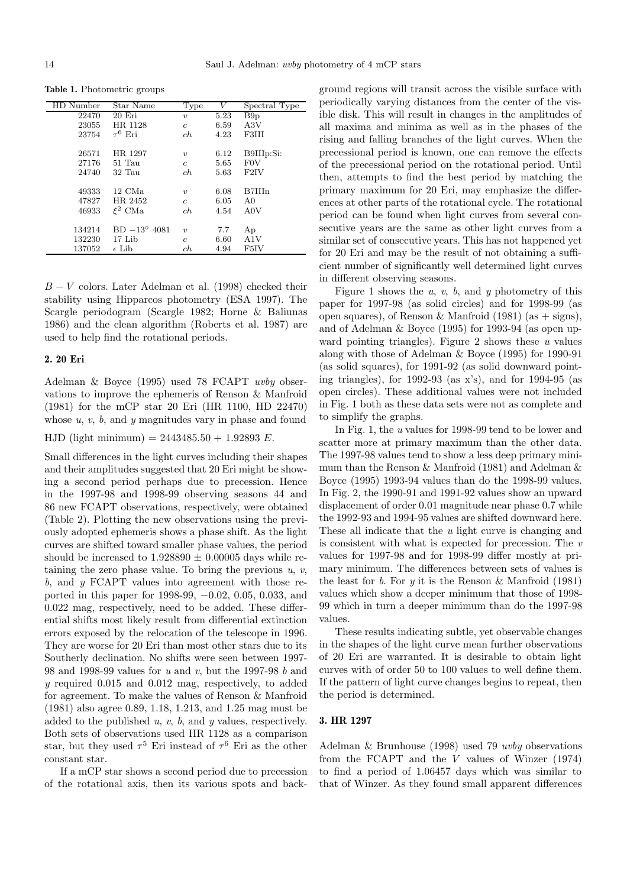**Table 1.** Photometric groups

| HD Number | Star Name | Type | $V$ | Spectral Type |
|---|---|---|---|---|
| 22470 | 20 Eri | $v$ | 5.23 | B9p |
| 23055 | HR 1128 | $c$ | 6.59 | A3V |
| 23754 | $\tau^6$ Eri | $ch$ | 4.23 | F3III |
| | | | | |
| 26571 | HR 1297 | $v$ | 6.12 | B9IIIp:Si: |
| 27176 | 51 Tau | $c$ | 5.65 | F0V |
| 24740 | 32 Tau | $ch$ | 5.63 | F2IV |
| | | | | |
| 49333 | 12 CMa | $v$ | 6.08 | B7IIIn |
| 47827 | HR 2452 | $c$ | 6.05 | A0 |
| 46933 | $\xi^2$ CMa | $ch$ | 4.54 | A0V |
| | | | | |
| 134214 | BD $-13°$ 4081 | $v$ | 7.7 | Ap |
| 132230 | 17 Lib | $c$ | 6.60 | A1V |
| 137052 | $\epsilon$ Lib | $ch$ | 4.94 | F5IV |

$B-V$ colors. Later Adelman et al. (1998) checked their stability using Hipparcos photometry (ESA 1997). The Scargle periodogram (Scargle 1982; Horne & Baliunas 1986) and the clean algorithm (Roberts et al. 1987) are used to help find the rotational periods.

## 2. 20 Eri

Adelman & Boyce (1995) used 78 FCAPT *uvby* observations to improve the ephemeris of Renson & Manfroid (1981) for the mCP star 20 Eri (HR 1100, HD 22470) whose $u$, $v$, $b$, and $y$ magnitudes vary in phase and found

HJD (light minimum) = 2443485.50 + 1.92893 $E$.

Small differences in the light curves including their shapes and their amplitudes suggested that 20 Eri might be showing a second period perhaps due to precession. Hence in the 1997-98 and 1998-99 observing seasons 44 and 86 new FCAPT observations, respectively, were obtained (Table 2). Plotting the new observations using the previously adopted ephemeris shows a phase shift. As the light curves are shifted toward smaller phase values, the period should be increased to 1.928890 ± 0.00005 days while retaining the zero phase value. To bring the previous $u$, $v$, $b$, and $y$ FCAPT values into agreement with those reported in this paper for 1998-99, −0.02, 0.05, 0.033, and 0.022 mag, respectively, need to be added. These differential shifts most likely result from differential extinction errors exposed by the relocation of the telescope in 1996. They are worse for 20 Eri than most other stars due to its Southerly declination. No shifts were seen between 1997-98 and 1998-99 values for $u$ and $v$, but the 1997-98 $b$ and $y$ required 0.015 and 0.012 mag, respectively, to added for agreement. To make the values of Renson & Manfroid (1981) also agree 0.89, 1.18, 1.213, and 1.25 mag must be added to the published $u$, $v$, $b$, and $y$ values, respectively. Both sets of observations used HR 1128 as a comparison star, but they used $\tau^5$ Eri instead of $\tau^6$ Eri as the other constant star.

If a mCP star shows a second period due to precession of the rotational axis, then its various spots and background regions will transit across the visible surface with periodically varying distances from the center of the visible disk. This will result in changes in the amplitudes of all maxima and minima as well as in the phases of the rising and falling branches of the light curves. When the precessional period is known, one can remove the effects of the precessional period on the rotational period. Until then, attempts to find the best period by matching the primary maximum for 20 Eri, may emphasize the differences at other parts of the rotational cycle. The rotational period can be found when light curves from several consecutive years are the same as other light curves from a similar set of consecutive years. This has not happened yet for 20 Eri and may be the result of not obtaining a sufficient number of significantly well determined light curves in different observing seasons.

Figure 1 shows the $u$, $v$, $b$, and $y$ photometry of this paper for 1997-98 (as solid circles) and for 1998-99 (as open squares), of Renson & Manfroid (1981) (as + signs), and of Adelman & Boyce (1995) for 1993-94 (as open upward pointing triangles). Figure 2 shows these $u$ values along with those of Adelman & Boyce (1995) for 1990-91 (as solid squares), for 1991-92 (as solid downward pointing triangles), for 1992-93 (as x's), and for 1994-95 (as open circles). These additional values were not included in Fig. 1 both as these data sets were not as complete and to simplify the graphs.

In Fig. 1, the $u$ values for 1998-99 tend to be lower and scatter more at primary maximum than the other data. The 1997-98 values tend to show a less deep primary minimum than the Renson & Manfroid (1981) and Adelman & Boyce (1995) 1993-94 values than do the 1998-99 values. In Fig. 2, the 1990-91 and 1991-92 values show an upward displacement of order 0.01 magnitude near phase 0.7 while the 1992-93 and 1994-95 values are shifted downward here. These all indicate that the $u$ light curve is changing and is consistent with what is expected for precession. The $v$ values for 1997-98 and for 1998-99 differ mostly at primary minimum. The differences between sets of values is the least for $b$. For $y$ it is the Renson & Manfroid (1981) values which show a deeper minimum that those of 1998-99 which in turn a deeper minimum than do the 1997-98 values.

These results indicating subtle, yet observable changes in the shapes of the light curve mean further observations of 20 Eri are warranted. It is desirable to obtain light curves with of order 50 to 100 values to well define them. If the pattern of light curve changes begins to repeat, then the period is determined.

## 3. HR 1297

Adelman & Brunhouse (1998) used 79 *uvby* observations from the FCAPT and the $V$ values of Winzer (1974) to find a period of 1.06457 days which was similar to that of Winzer. As they found small apparent differences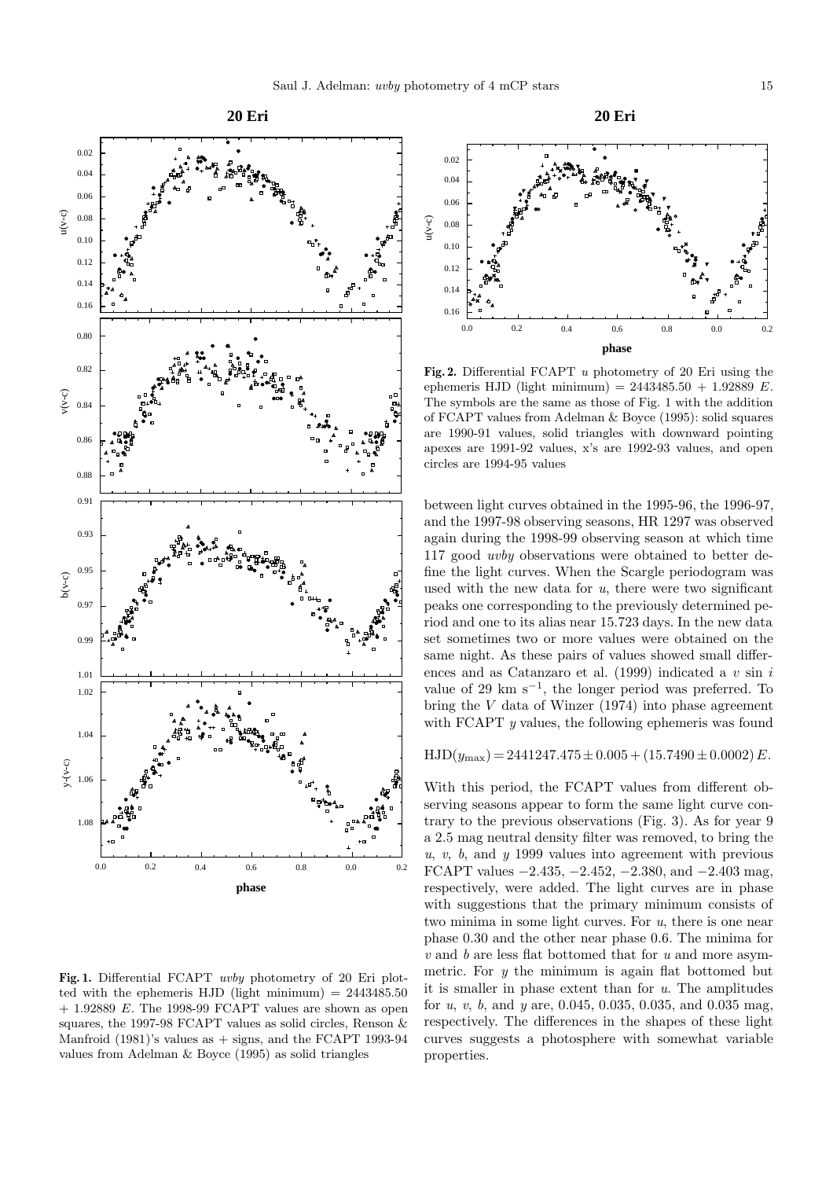**Fig. 1.** Differential FCAPT *uvby* photometry of 20 Eri plotted with the ephemeris HJD (light minimum) = 2443485.50 + 1.92889 $E$. The 1998-99 FCAPT values are shown as open squares, the 1997-98 FCAPT values as solid circles, Renson & Manfroid (1981)'s values as + signs, and the FCAPT 1993-94 values from Adelman & Boyce (1995) as solid triangles

**Fig. 2.** Differential FCAPT $u$ photometry of 20 Eri using the ephemeris HJD (light minimum) = 2443485.50 + 1.92889 $E$. The symbols are the same as those of Fig. 1 with the addition of FCAPT values from Adelman & Boyce (1995): solid squares are 1990-91 values, solid triangles with downward pointing apexes are 1991-92 values, x's are 1992-93 values, and open circles are 1994-95 values

between light curves obtained in the 1995-96, the 1996-97, and the 1997-98 observing seasons, HR 1297 was observed again during the 1998-99 observing season at which time 117 good *uvby* observations were obtained to better define the light curves. When the Scargle periodogram was used with the new data for $u$, there were two significant peaks one corresponding to the previously determined period and one to its alias near 15.723 days. In the new data set sometimes two or more values were obtained on the same night. As these pairs of values showed small differences and as Catanzaro et al. (1999) indicated a $v \sin i$ value of 29 km s$^{-1}$, the longer period was preferred. To bring the $V$ data of Winzer (1974) into phase agreement with FCAPT $y$ values, the following ephemeris was found

$$\mathrm{HJD}(y_{\max}) = 2441247.475 \pm 0.005 + (15.7490 \pm 0.0002)\, E.$$

With this period, the FCAPT values from different observing seasons appear to form the same light curve contrary to the previous observations (Fig. 3). As for year 9 a 2.5 mag neutral density filter was removed, to bring the $u$, $v$, $b$, and $y$ 1999 values into agreement with previous FCAPT values −2.435, −2.452, −2.380, and −2.403 mag, respectively, were added. The light curves are in phase with suggestions that the primary minimum consists of two minima in some light curves. For $u$, there is one near phase 0.30 and the other near phase 0.6. The minima for $v$ and $b$ are less flat bottomed that for $u$ and more asymmetric. For $y$ the minimum is again flat bottomed but it is smaller in phase extent than for $u$. The amplitudes for $u$, $v$, $b$, and $y$ are, 0.045, 0.035, 0.035, and 0.035 mag, respectively. The differences in the shapes of these light curves suggests a photosphere with somewhat variable properties.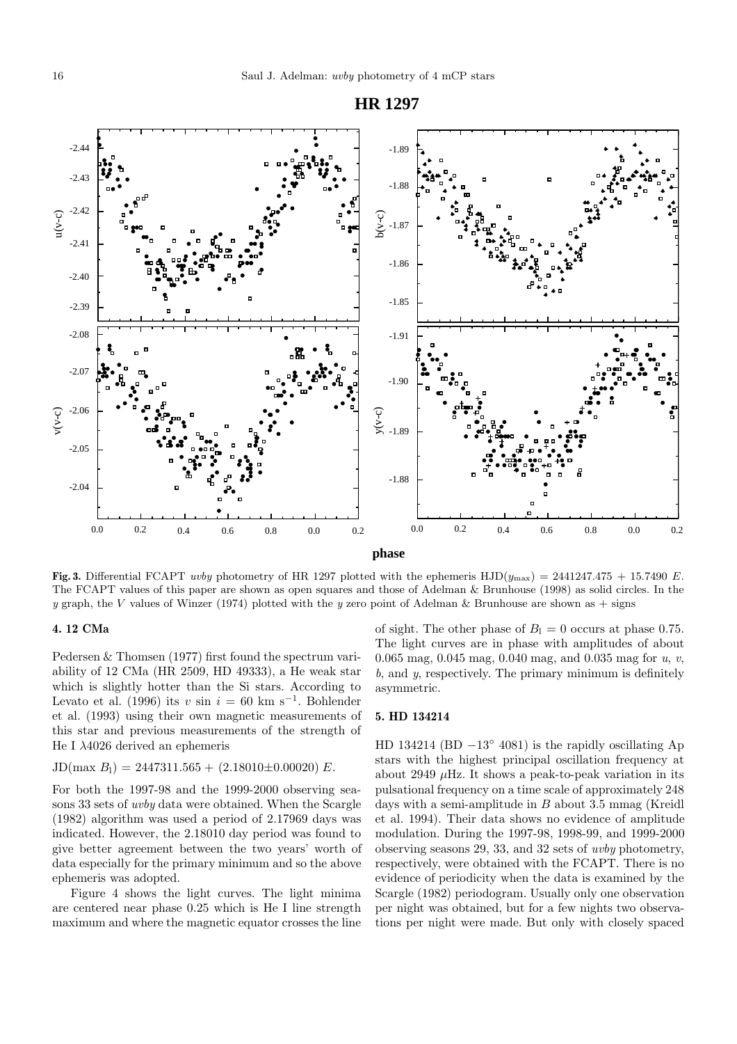**Fig. 3.** Differential FCAPT *uvby* photometry of HR 1297 plotted with the ephemeris HJD($y_{\rm max}$) = 2441247.475 + 15.7490 *E*. The FCAPT values of this paper are shown as open squares and those of Adelman & Brunhouse (1998) as solid circles. In the *y* graph, the *V* values of Winzer (1974) plotted with the *y* zero point of Adelman & Brunhouse are shown as + signs

## 4. 12 CMa

Pedersen & Thomsen (1977) first found the spectrum variability of 12 CMa (HR 2509, HD 49333), a He weak star which is slightly hotter than the Si stars. According to Levato et al. (1996) its $v$ sin $i$ = 60 km s$^{-1}$. Bohlender et al. (1993) using their own magnetic measurements of this star and previous measurements of the strength of He I λ4026 derived an ephemeris

JD(max $B_l$) = 2447311.565 + (2.18010±0.00020) *E*.

For both the 1997-98 and the 1999-2000 observing seasons 33 sets of *uvby* data were obtained. When the Scargle (1982) algorithm was used a period of 2.17969 days was indicated. However, the 2.18010 day period was found to give better agreement between the two years' worth of data especially for the primary minimum and so the above ephemeris was adopted.

Figure 4 shows the light curves. The light minima are centered near phase 0.25 which is He I line strength maximum and where the magnetic equator crosses the line of sight. The other phase of $B_l$ = 0 occurs at phase 0.75. The light curves are in phase with amplitudes of about 0.065 mag, 0.045 mag, 0.040 mag, and 0.035 mag for *u*, *v*, *b*, and *y*, respectively. The primary minimum is definitely asymmetric.

## 5. HD 134214

HD 134214 (BD −13° 4081) is the rapidly oscillating Ap stars with the highest principal oscillation frequency at about 2949 μHz. It shows a peak-to-peak variation in its pulsational frequency on a time scale of approximately 248 days with a semi-amplitude in *B* about 3.5 mmag (Kreidl et al. 1994). Their data shows no evidence of amplitude modulation. During the 1997-98, 1998-99, and 1999-2000 observing seasons 29, 33, and 32 sets of *uvby* photometry, respectively, were obtained with the FCAPT. There is no evidence of periodicity when the data is examined by the Scargle (1982) periodogram. Usually only one observation per night was obtained, but for a few nights two observations per night were made. But only with closely spaced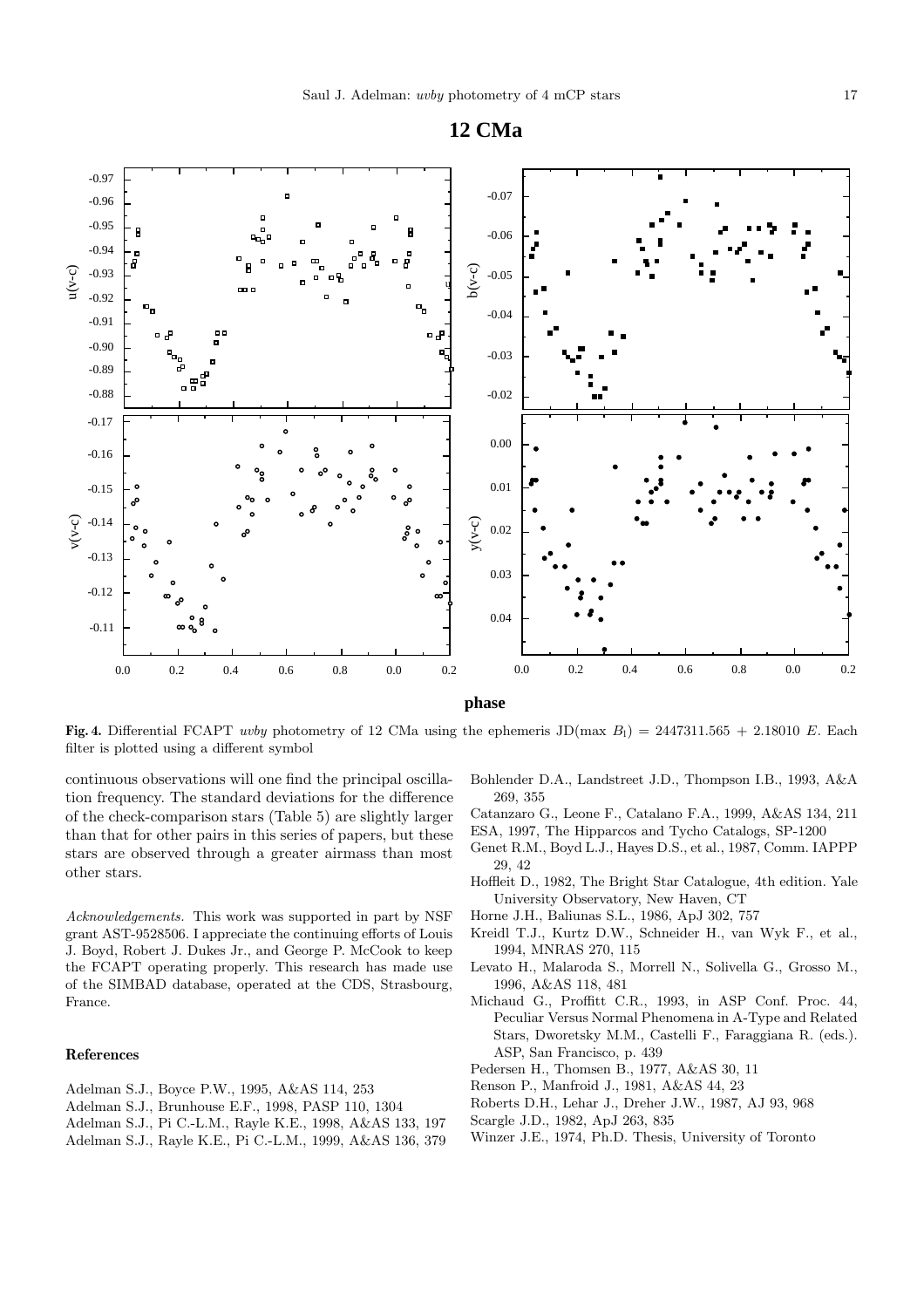**12 CMa**

u(v-c)

-0.97
-0.96
-0.95
-0.94
-0.93
-0.92
-0.91
-0.90
-0.89
-0.88

b(v-c)

-0.07
-0.06
-0.05
-0.04
-0.03
-0.02

v(v-c)

-0.17
-0.16
-0.15
-0.14
-0.13
-0.12
-0.11

y(v-c)

0.00
0.01
0.02
0.03
0.04

0.0 0.2 0.4 0.6 0.8 0.0 0.2

0.0 0.2 0.4 0.6 0.8 0.0 0.2

**phase**

**Fig. 4.** Differential FCAPT *uvby* photometry of 12 CMa using the ephemeris JD(max $B_1$) = 2447311.565 + 2.18010 $E$. Each filter is plotted using a different symbol

continuous observations will one find the principal oscillation frequency. The standard deviations for the difference of the check-comparison stars (Table 5) are slightly larger than that for other pairs in this series of papers, but these stars are observed through a greater airmass than most other stars.

*Acknowledgements.* This work was supported in part by NSF grant AST-9528506. I appreciate the continuing efforts of Louis J. Boyd, Robert J. Dukes Jr., and George P. McCook to keep the FCAPT operating properly. This research has made use of the SIMBAD database, operated at the CDS, Strasbourg, France.

## References

Adelman S.J., Boyce P.W., 1995, A&AS 114, 253

Adelman S.J., Brunhouse E.F., 1998, PASP 110, 1304

Adelman S.J., Pi C.-L.M., Rayle K.E., 1998, A&AS 133, 197

Adelman S.J., Rayle K.E., Pi C.-L.M., 1999, A&AS 136, 379

Bohlender D.A., Landstreet J.D., Thompson I.B., 1993, A&A 269, 355

Catanzaro G., Leone F., Catalano F.A., 1999, A&AS 134, 211

ESA, 1997, The Hipparcos and Tycho Catalogs, SP-1200

Genet R.M., Boyd L.J., Hayes D.S., et al., 1987, Comm. IAPPP 29, 42

Hoffleit D., 1982, The Bright Star Catalogue, 4th edition. Yale University Observatory, New Haven, CT

Horne J.H., Baliunas S.L., 1986, ApJ 302, 757

Kreidl T.J., Kurtz D.W., Schneider H., van Wyk F., et al., 1994, MNRAS 270, 115

Levato H., Malaroda S., Morrell N., Solivella G., Grosso M., 1996, A&AS 118, 481

Michaud G., Proffitt C.R., 1993, in ASP Conf. Proc. 44, Peculiar Versus Normal Phenomena in A-Type and Related Stars, Dworetsky M.M., Castelli F., Faraggiana R. (eds.). ASP, San Francisco, p. 439

Pedersen H., Thomsen B., 1977, A&AS 30, 11

Renson P., Manfroid J., 1981, A&AS 44, 23

Roberts D.H., Lehar J., Dreher J.W., 1987, AJ 93, 968

Scargle J.D., 1982, ApJ 263, 835

Winzer J.E., 1974, Ph.D. Thesis, University of Toronto